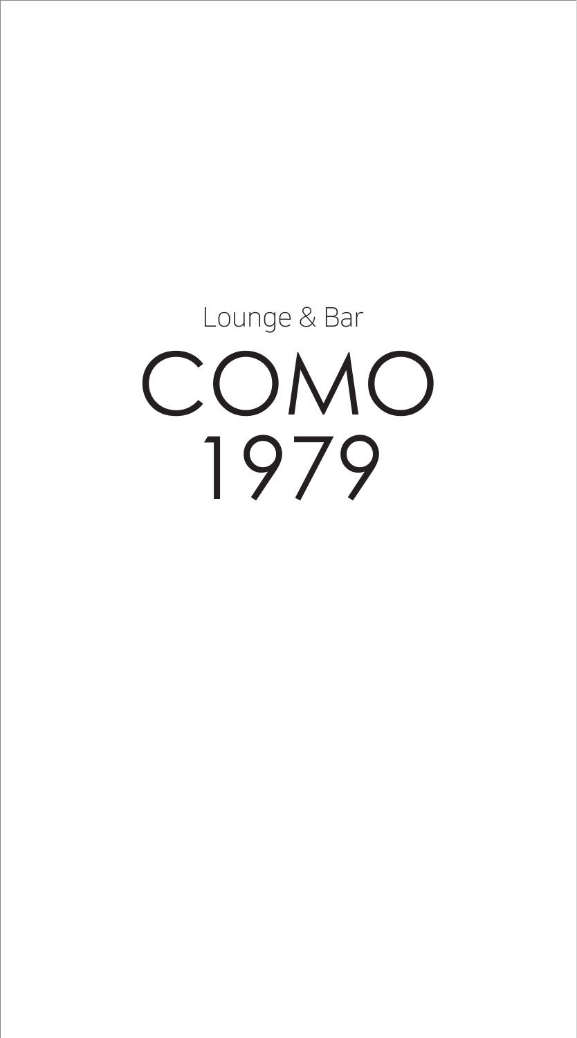Lounge & Bar

# COMO 1979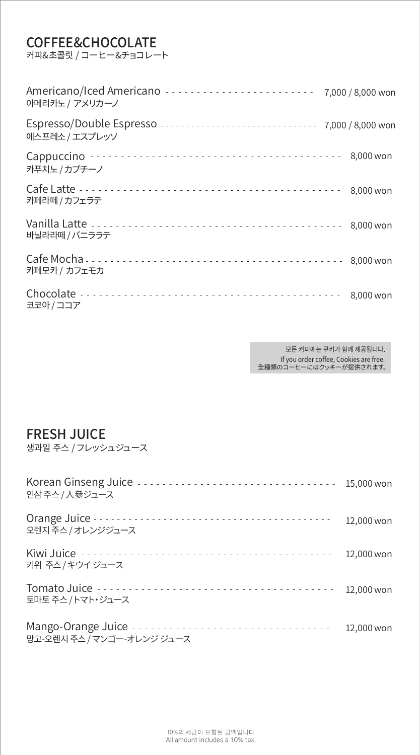## COFFEE&CHOCOLATE

커피&초콜릿 / コーヒー&チョコレート

| Item | Price |
| --- | --- |
| Americano/Iced Americano<br>아메리카노 / アメリカーノ | 7,000 / 8,000 won |
| Espresso/Double Espresso<br>에스프레소 / エスプレッソ | 7,000 / 8,000 won |
| Cappuccino<br>카푸치노 / カプチーノ | 8,000 won |
| Cafe Latte<br>카페라떼 / カフェラテ | 8,000 won |
| Vanilla Latte<br>바닐라라떼 / バニララテ | 8,000 won |
| Cafe Mocha<br>카페모카 / カフェモカ | 8,000 won |
| Chocolate<br>코코아 / ココア | 8,000 won |

모든 커피에는 쿠키가 함께 제공됩니다.
If you order coffee, Cookies are free.
全種類のコーヒーにはクッキーが提供されます。

## FRESH JUICE

생과일 주스 / フレッシュジュース

| Item | Price |
| --- | --- |
| Korean Ginseng Juice<br>인삼 주스 / 人参ジュース | 15,000 won |
| Orange Juice<br>오렌지 주스 / オレンジジュース | 12,000 won |
| Kiwi Juice<br>키위 주스 / キウイ ジュース | 12,000 won |
| Tomato Juice<br>토마토 주스 / トマト・ジュース | 12,000 won |
| Mango-Orange Juice<br>망고-오렌지 주스 / マンゴー-オレンジ ジュース | 12,000 won |

10%의 세금이 포함된 금액입니다.
All amount includes a 10% tax.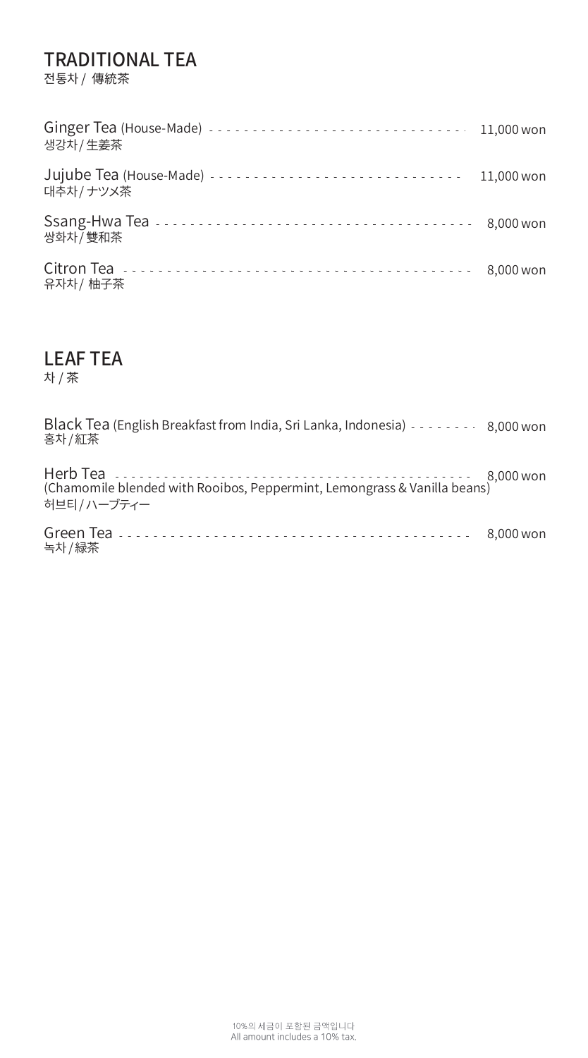## TRADITIONAL TEA
전통차 / 傳統茶

Ginger Tea (House-Made) ------------------------------ 11,000 won
생강차 / 生姜茶

Jujube Tea (House-Made) ------------------------------ 11,000 won
대추차 / ナツメ茶

Ssang-Hwa Tea ------------------------------ 8,000 won
쌍화차 / 雙和茶

Citron Tea ------------------------------ 8,000 won
유자차 / 柚子茶

## LEAF TEA
차 / 茶

Black Tea (English Breakfast from India, Sri Lanka, Indonesia) -------- 8,000 won
홍차 / 紅茶

Herb Tea ------------------------------ 8,000 won
(Chamomile blended with Rooibos, Peppermint, Lemongrass & Vanilla beans)
허브티 / ハーブティー

Green Tea ------------------------------ 8,000 won
녹차 / 緑茶

10%의 세금이 포함된 금액입니다
All amount includes a 10% tax.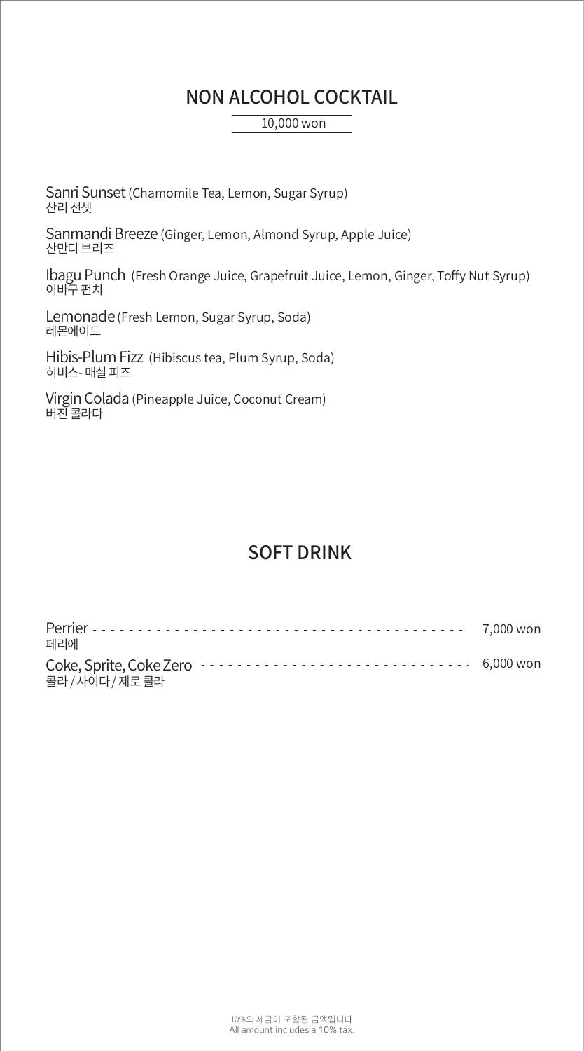## NON ALCOHOL COCKTAIL

10,000 won

Sanri Sunset (Chamomile Tea, Lemon, Sugar Syrup)
산리 선셋

Sanmandi Breeze (Ginger, Lemon, Almond Syrup, Apple Juice)
산만디 브리즈

Ibagu Punch (Fresh Orange Juice, Grapefruit Juice, Lemon, Ginger, Toffy Nut Syrup)
이바구 펀치

Lemonade (Fresh Lemon, Sugar Syrup, Soda)
레몬에이드

Hibis-Plum Fizz (Hibiscus tea, Plum Syrup, Soda)
히비스- 매실 피즈

Virgin Colada (Pineapple Juice, Coconut Cream)
버진 콜라다

## SOFT DRINK

Perrier - - - - - - - - - - - - - - - - - - - - - - - - - - - - - - - - - - - - - - - - 7,000 won
페리에

Coke, Sprite, Coke Zero - - - - - - - - - - - - - - - - - - - - - - - - - - - - - - 6,000 won
콜라 / 사이다 / 제로 콜라

10%의 세금이 포함된 금액입니다
All amount includes a 10% tax.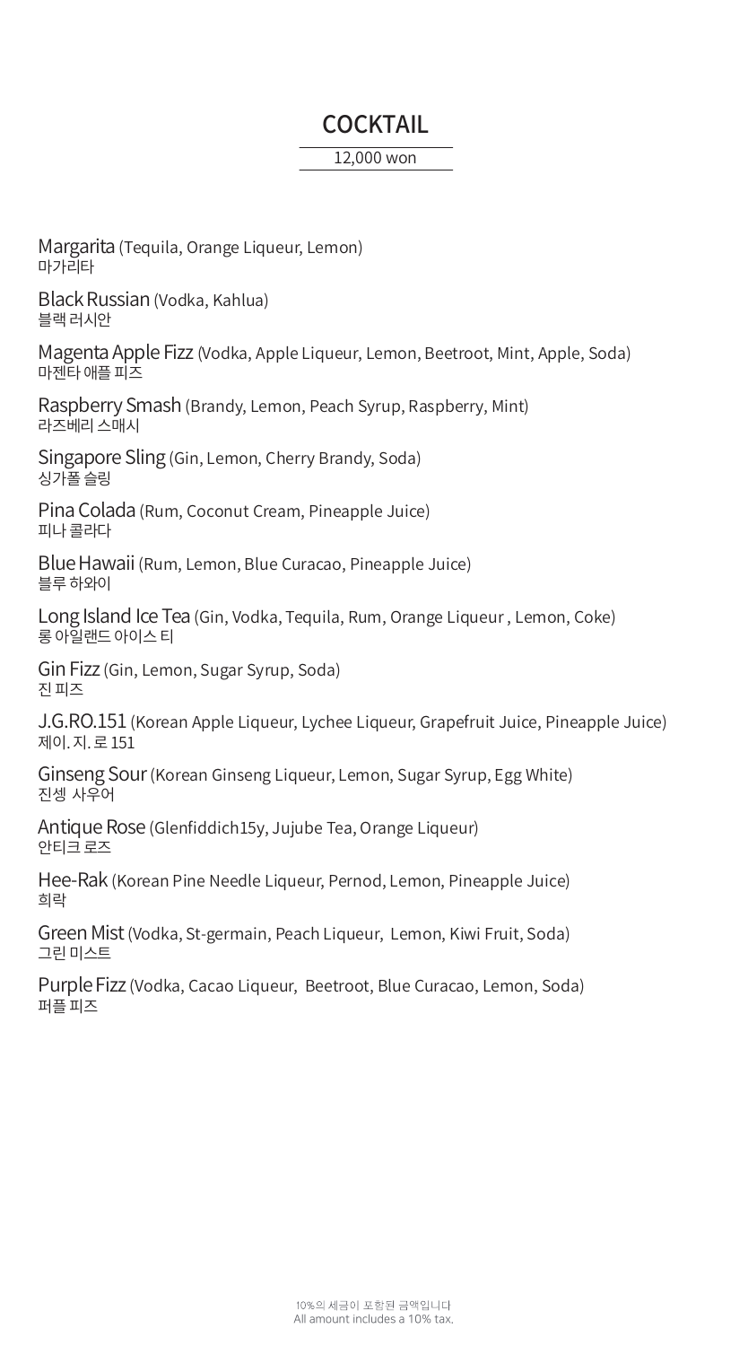# COCKTAIL

12,000 won

Margarita (Tequila, Orange Liqueur, Lemon)
마가리타

Black Russian (Vodka, Kahlua)
블랙 러시안

Magenta Apple Fizz (Vodka, Apple Liqueur, Lemon, Beetroot, Mint, Apple, Soda)
마젠타 애플 피즈

Raspberry Smash (Brandy, Lemon, Peach Syrup, Raspberry, Mint)
라즈베리 스매시

Singapore Sling (Gin, Lemon, Cherry Brandy, Soda)
싱가폴 슬링

Pina Colada (Rum, Coconut Cream, Pineapple Juice)
피나 콜라다

Blue Hawaii (Rum, Lemon, Blue Curacao, Pineapple Juice)
블루 하와이

Long Island Ice Tea (Gin, Vodka, Tequila, Rum, Orange Liqueur , Lemon, Coke)
롱 아일랜드 아이스 티

Gin Fizz (Gin, Lemon, Sugar Syrup, Soda)
진 피즈

J.G.RO.151 (Korean Apple Liqueur, Lychee Liqueur, Grapefruit Juice, Pineapple Juice)
제이. 지. 로 151

Ginseng Sour (Korean Ginseng Liqueur, Lemon, Sugar Syrup, Egg White)
진셍 사우어

Antique Rose (Glenfiddich15y, Jujube Tea, Orange Liqueur)
안티크 로즈

Hee-Rak (Korean Pine Needle Liqueur, Pernod, Lemon, Pineapple Juice)
희락

Green Mist (Vodka, St-germain, Peach Liqueur, Lemon, Kiwi Fruit, Soda)
그린 미스트

Purple Fizz (Vodka, Cacao Liqueur, Beetroot, Blue Curacao, Lemon, Soda)
퍼플 피즈

10%의 세금이 포함된 금액입니다
All amount includes a 10% tax.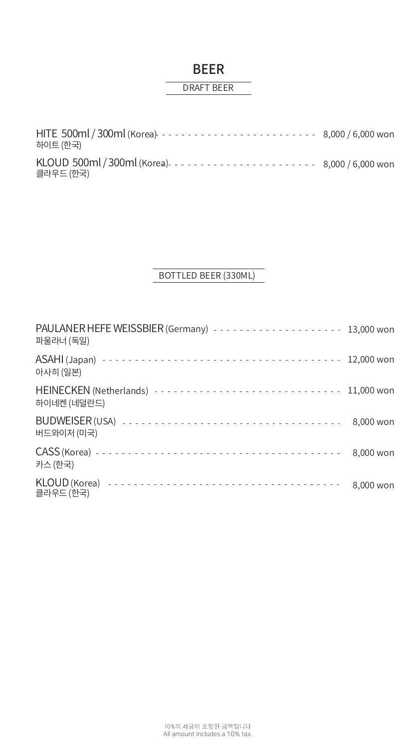# BEER

## DRAFT BEER

HITE 500ml / 300ml (Korea) - - - - - - - - - - - - - - - - - - - - - - - 8,000 / 6,000 won
하이트 (한국)

KLOUD 500ml / 300ml (Korea) - - - - - - - - - - - - - - - - - - - - - - 8,000 / 6,000 won
클라우드 (한국)

## BOTTLED BEER (330ML)

PAULANER HEFE WEISSBIER (Germany) - - - - - - - - - - - - - - - - - - - 13,000 won
파울라너 (독일)

ASAHI (Japan) - - - - - - - - - - - - - - - - - - - - - - - - - - - - - - - - - - - 12,000 won
아사히 (일본)

HEINECKEN (Netherlands) - - - - - - - - - - - - - - - - - - - - - - - - - - - 11,000 won
하이네켄 (네덜란드)

BUDWEISER (USA) - - - - - - - - - - - - - - - - - - - - - - - - - - - - - - - - - 8,000 won
버드와이저 (미국)

CASS (Korea) - - - - - - - - - - - - - - - - - - - - - - - - - - - - - - - - - - - - 8,000 won
카스 (한국)

KLOUD (Korea) - - - - - - - - - - - - - - - - - - - - - - - - - - - - - - - - - - 8,000 won
클라우드 (한국)

10%의 세금이 포함된 금액입니다
All amount includes a 10% tax.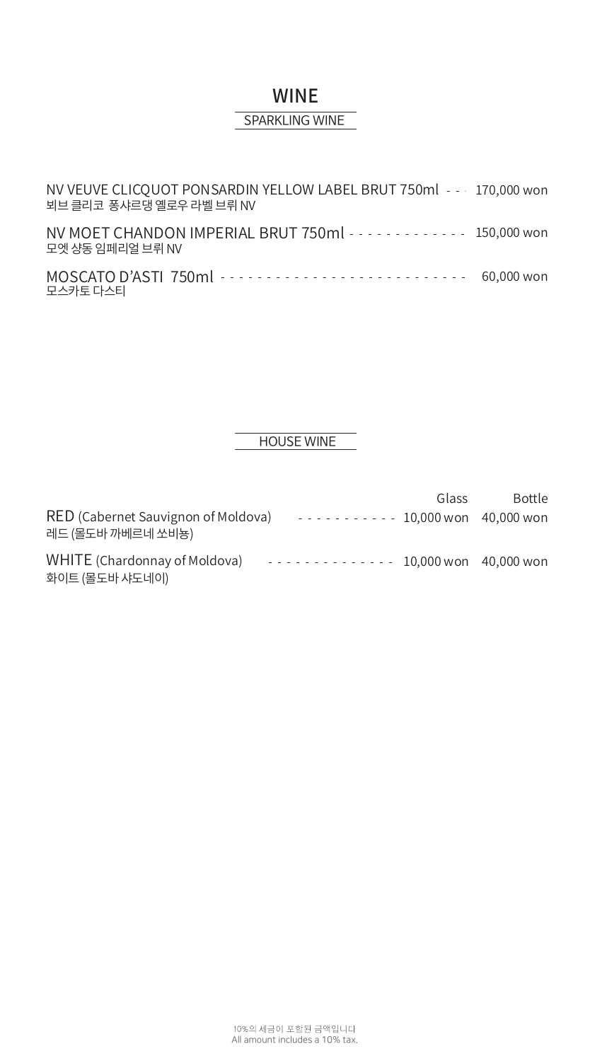# WINE

## SPARKLING WINE

| | |
|---|---|
| NV VEUVE CLICQUOT PONSARDIN YELLOW LABEL BRUT 750ml<br>뵈브 클리코 퐁샤르댕 옐로우 라벨 브뤼 NV | 170,000 won |
| NV MOET CHANDON IMPERIAL BRUT 750ml<br>모엣 샹동 임페리얼 브뤼 NV | 150,000 won |
| MOSCATO D'ASTI 750ml<br>모스카토 다스티 | 60,000 won |

## HOUSE WINE

| | Glass | Bottle |
|---|---|---|
| RED (Cabernet Sauvignon of Moldova)<br>레드 (몰도바 까베르네 쏘비뇽) | 10,000 won | 40,000 won |
| WHITE (Chardonnay of Moldova)<br>화이트 (몰도바 샤도네이) | 10,000 won | 40,000 won |

10%의 세금이 포함된 금액입니다
All amount includes a 10% tax.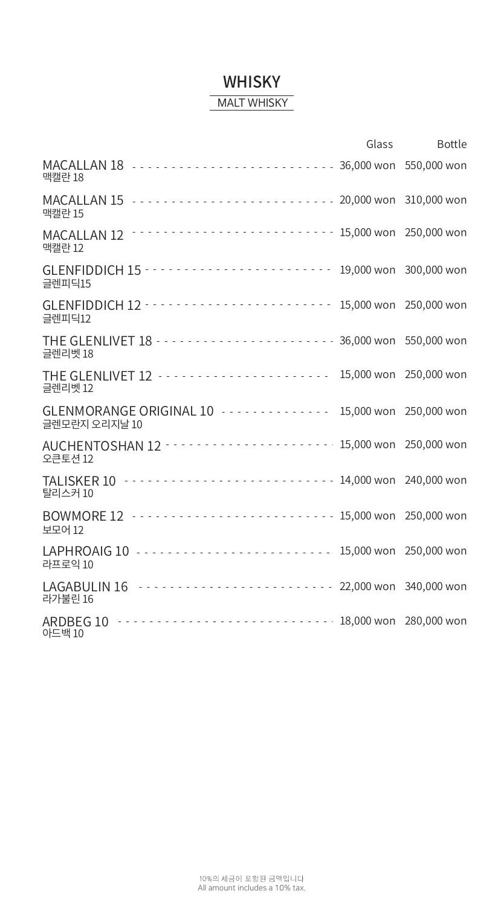# WHISKY

## MALT WHISKY

| | Glass | Bottle |
|---|---|---|
| MACALLAN 18<br>맥캘란 18 | 36,000 won | 550,000 won |
| MACALLAN 15<br>맥캘란 15 | 20,000 won | 310,000 won |
| MACALLAN 12<br>맥캘란 12 | 15,000 won | 250,000 won |
| GLENFIDDICH 15<br>글렌피딕15 | 19,000 won | 300,000 won |
| GLENFIDDICH 12<br>글렌피딕12 | 15,000 won | 250,000 won |
| THE GLENLIVET 18<br>글렌리벳 18 | 36,000 won | 550,000 won |
| THE GLENLIVET 12<br>글렌리벳 12 | 15,000 won | 250,000 won |
| GLENMORANGE ORIGINAL 10<br>글렌모란지 오리지날 10 | 15,000 won | 250,000 won |
| AUCHENTOSHAN 12<br>오큰토션 12 | 15,000 won | 250,000 won |
| TALISKER 10<br>탈리스커 10 | 14,000 won | 240,000 won |
| BOWMORE 12<br>보모어 12 | 15,000 won | 250,000 won |
| LAPHROAIG 10<br>라프로익 10 | 15,000 won | 250,000 won |
| LAGABULIN 16<br>라가불린 16 | 22,000 won | 340,000 won |
| ARDBEG 10<br>아드백 10 | 18,000 won | 280,000 won |

10%의 세금이 포함된 금액입니다
All amount includes a 10% tax.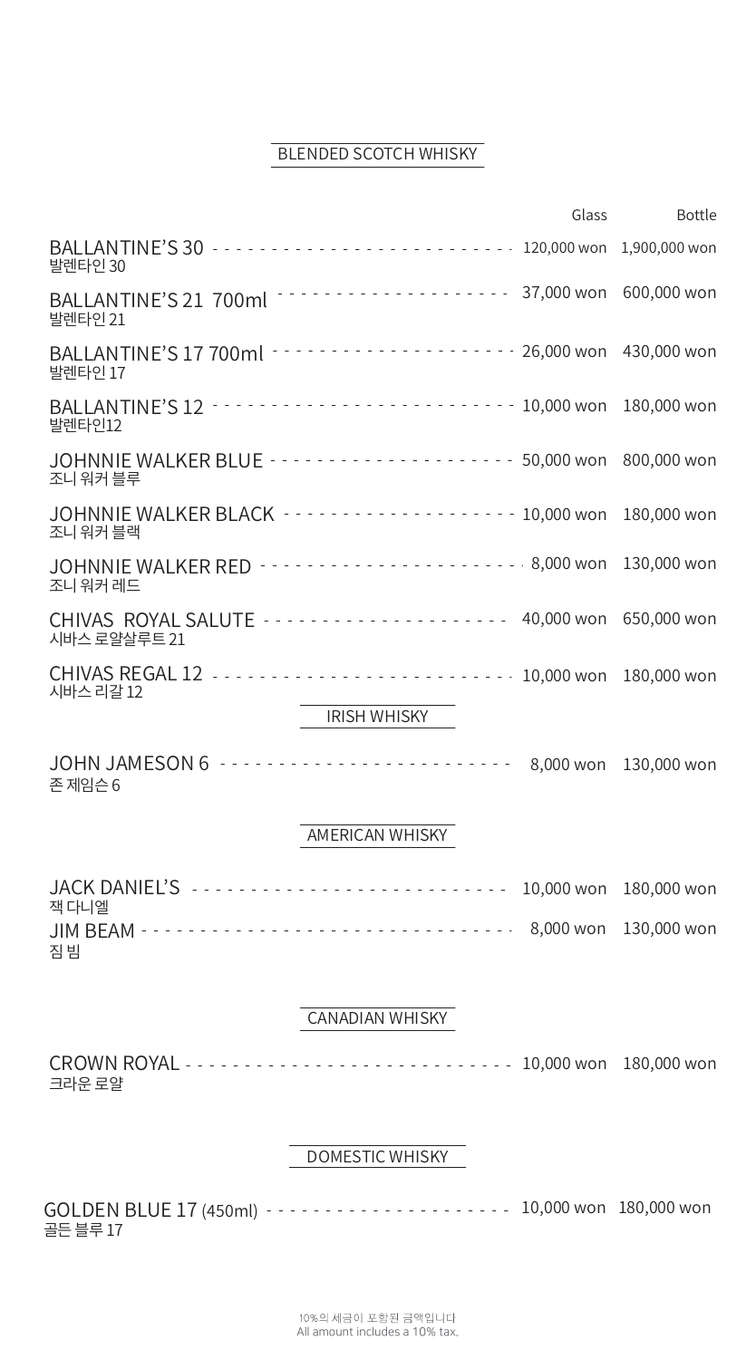## BLENDED SCOTCH WHISKY

| | Glass | Bottle |
|---|---|---|
| BALLANTINE'S 30<br>발렌타인 30 | 120,000 won | 1,900,000 won |
| BALLANTINE'S 21 700ml<br>발렌타인 21 | 37,000 won | 600,000 won |
| BALLANTINE'S 17 700ml<br>발렌타인 17 | 26,000 won | 430,000 won |
| BALLANTINE'S 12<br>발렌타인12 | 10,000 won | 180,000 won |
| JOHNNIE WALKER BLUE<br>조니 워커 블루 | 50,000 won | 800,000 won |
| JOHNNIE WALKER BLACK<br>조니 워커 블랙 | 10,000 won | 180,000 won |
| JOHNNIE WALKER RED<br>조니 워커 레드 | 8,000 won | 130,000 won |
| CHIVAS ROYAL SALUTE<br>시바스 로얄살루트 21 | 40,000 won | 650,000 won |
| CHIVAS REGAL 12<br>시바스 리갈 12 | 10,000 won | 180,000 won |

## IRISH WHISKY

| | Glass | Bottle |
|---|---|---|
| JOHN JAMESON 6<br>존 제임슨 6 | 8,000 won | 130,000 won |

## AMERICAN WHISKY

| | Glass | Bottle |
|---|---|---|
| JACK DANIEL'S<br>잭 다니엘 | 10,000 won | 180,000 won |
| JIM BEAM<br>짐 빔 | 8,000 won | 130,000 won |

## CANADIAN WHISKY

| | Glass | Bottle |
|---|---|---|
| CROWN ROYAL<br>크라운 로얄 | 10,000 won | 180,000 won |

## DOMESTIC WHISKY

| | Glass | Bottle |
|---|---|---|
| GOLDEN BLUE 17 (450ml)<br>골든 블루 17 | 10,000 won | 180,000 won |

10%의 세금이 포함된 금액입니다
All amount includes a 10% tax.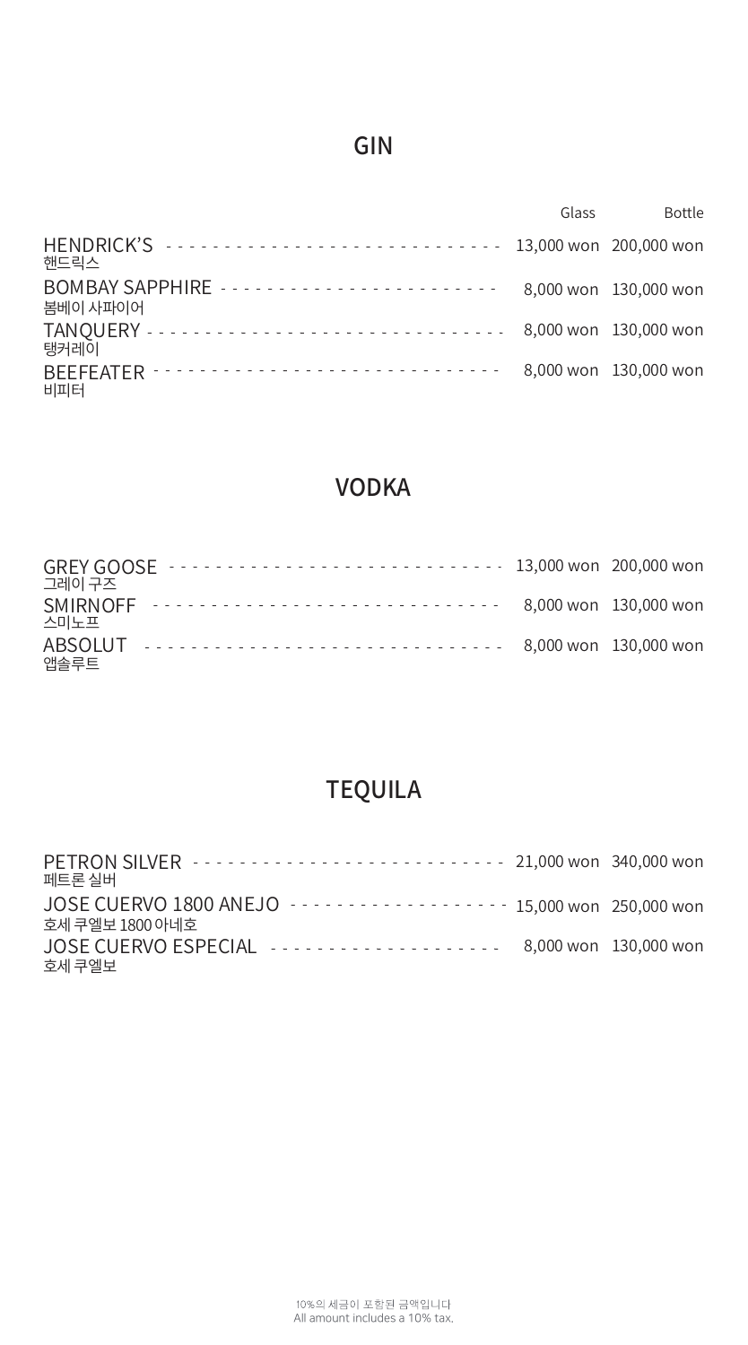## GIN

| | Glass | Bottle |
|---|---|---|
| HENDRICK'S<br>핸드릭스 | 13,000 won | 200,000 won |
| BOMBAY SAPPHIRE<br>봄베이 사파이어 | 8,000 won | 130,000 won |
| TANQUERY<br>탱커레이 | 8,000 won | 130,000 won |
| BEEFEATER<br>비피터 | 8,000 won | 130,000 won |

## VODKA

| | Glass | Bottle |
|---|---|---|
| GREY GOOSE<br>그레이 구즈 | 13,000 won | 200,000 won |
| SMIRNOFF<br>스미노프 | 8,000 won | 130,000 won |
| ABSOLUT<br>앱솔루트 | 8,000 won | 130,000 won |

## TEQUILA

| | Glass | Bottle |
|---|---|---|
| PETRON SILVER<br>페트론 실버 | 21,000 won | 340,000 won |
| JOSE CUERVO 1800 ANEJO<br>호세 쿠엘보 1800 아네호 | 15,000 won | 250,000 won |
| JOSE CUERVO ESPECIAL<br>호세 쿠엘보 | 8,000 won | 130,000 won |

10%의 세금이 포함된 금액입니다
All amount includes a 10% tax.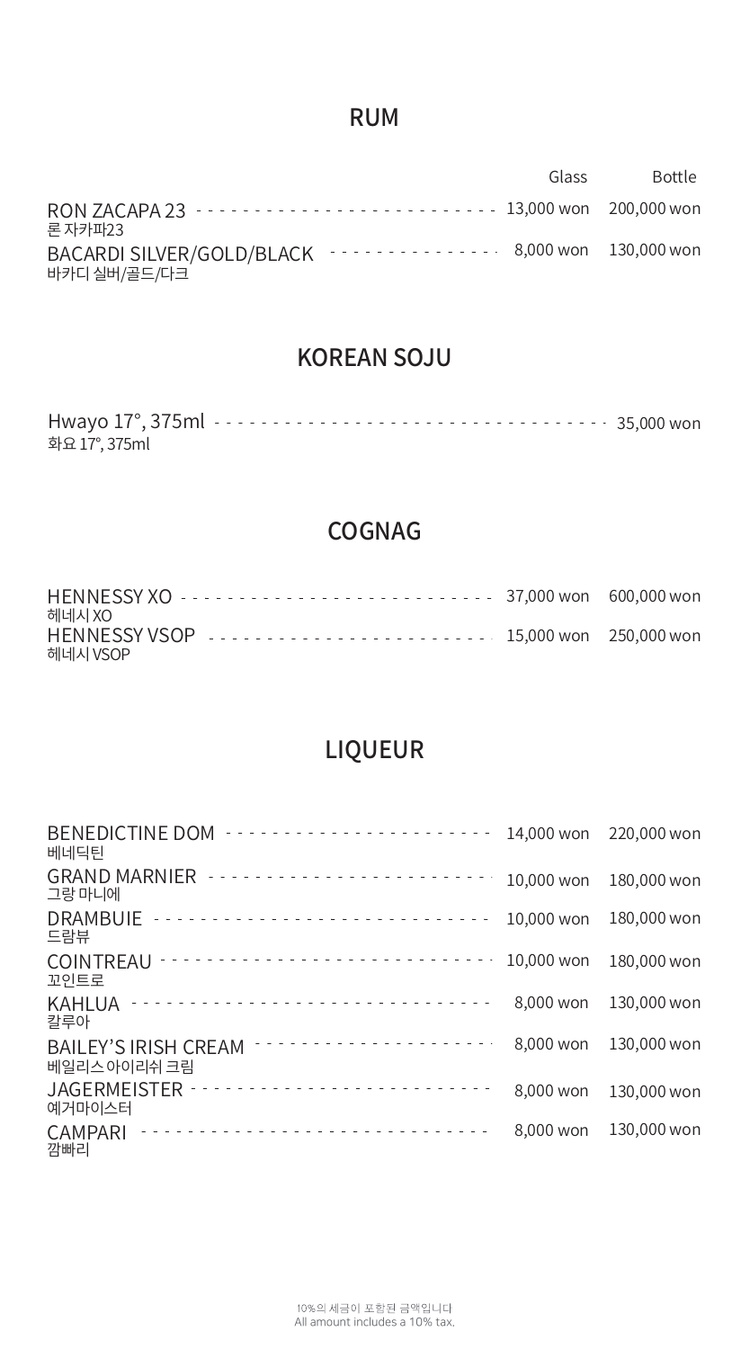## RUM

| | Glass | Bottle |
|---|---|---|
| RON ZACAPA 23<br>론 자카파23 | 13,000 won | 200,000 won |
| BACARDI SILVER/GOLD/BLACK<br>바카디 실버/골드/다크 | 8,000 won | 130,000 won |

## KOREAN SOJU

| | |
|---|---|
| Hwayo 17°, 375ml<br>화요 17°, 375ml | 35,000 won |

## COGNAG

| | Glass | Bottle |
|---|---|---|
| HENNESSY XO<br>헤네시 XO | 37,000 won | 600,000 won |
| HENNESSY VSOP<br>헤네시 VSOP | 15,000 won | 250,000 won |

## LIQUEUR

| | Glass | Bottle |
|---|---|---|
| BENEDICTINE DOM<br>베네딕틴 | 14,000 won | 220,000 won |
| GRAND MARNIER<br>그랑 마니에 | 10,000 won | 180,000 won |
| DRAMBUIE<br>드람뷰 | 10,000 won | 180,000 won |
| COINTREAU<br>꼬인트로 | 10,000 won | 180,000 won |
| KAHLUA<br>칼루아 | 8,000 won | 130,000 won |
| BAILEY'S IRISH CREAM<br>베일리스 아이리쉬 크림 | 8,000 won | 130,000 won |
| JAGERMEISTER<br>예거마이스터 | 8,000 won | 130,000 won |
| CAMPARI<br>깜빠리 | 8,000 won | 130,000 won |

10%의 세금이 포함된 금액입니다
All amount includes a 10% tax.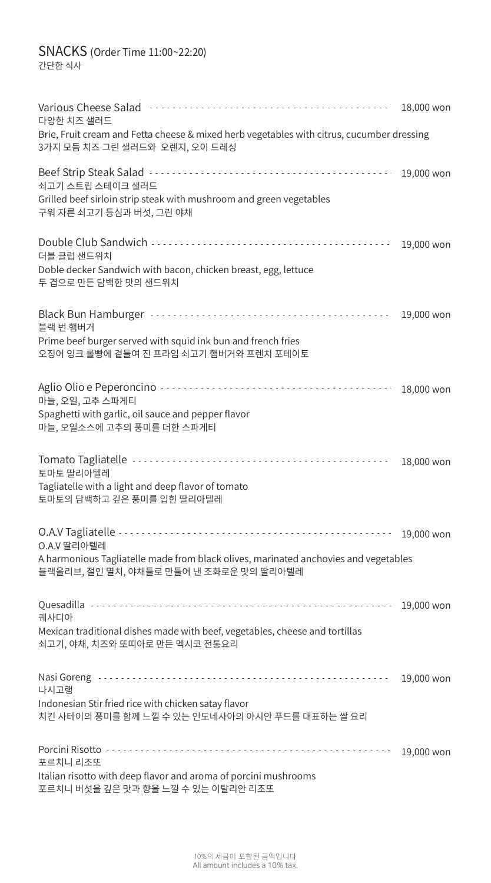## SNACKS (Order Time 11:00~22:20)

간단한 식사

**Various Cheese Salad** ······································ 18,000 won
다양한 치즈 샐러드
Brie, Fruit cream and Fetta cheese & mixed herb vegetables with citrus, cucumber dressing
3가지 모듬 치즈 그린 샐러드와 오렌지, 오이 드레싱

**Beef Strip Steak Salad** ······································ 19,000 won
쇠고기 스트립 스테이크 샐러드
Grilled beef sirloin strip steak with mushroom and green vegetables
구워 자른 쇠고기 등심과 버섯, 그린 야채

**Double Club Sandwich** ······································ 19,000 won
더블 클럽 샌드위치
Doble decker Sandwich with bacon, chicken breast, egg, lettuce
두 겹으로 만든 담백한 맛의 샌드위치

**Black Bun Hamburger** ······································ 19,000 won
블랙 번 햄버거
Prime beef burger served with squid ink bun and french fries
오징어 잉크 롤빵에 곁들여 진 프라임 쇠고기 햄버거와 프렌치 포테이토

**Aglio Olio e Peperoncino** ······································ 18,000 won
마늘, 오일, 고추 스파게티
Spaghetti with garlic, oil sauce and pepper flavor
마늘, 오일소스에 고추의 풍미를 더한 스파게티

**Tomato Tagliatelle** ······································ 18,000 won
토마토 딸리아텔레
Tagliatelle with a light and deep flavor of tomato
토마토의 담백하고 깊은 풍미를 입힌 딸리아텔레

**O.A.V Tagliatelle** ······································ 19,000 won
O.A.V 딸리아텔레
A harmonious Tagliatelle made from black olives, marinated anchovies and vegetables
블랙올리브, 절인 멸치, 야채들로 만들어 낸 조화로운 맛의 딸리아텔레

**Quesadilla** ······································ 19,000 won
퀘사디아
Mexican traditional dishes made with beef, vegetables, cheese and tortillas
쇠고기, 야채, 치즈와 또띠아로 만든 멕시코 전통요리

**Nasi Goreng** ······································ 19,000 won
나시고랭
Indonesian Stir fried rice with chicken satay flavor
치킨 사테이의 풍미를 함께 느낄 수 있는 인도네사아의 아시안 푸드를 대표하는 쌀 요리

**Porcini Risotto** ······································ 19,000 won
포르치니 리조또
Italian risotto with deep flavor and aroma of porcini mushrooms
포르치니 버섯을 깊은 맛과 향을 느낄 수 있는 이탈리안 리조또

10%의 세금이 포함된 금액입니다
All amount includes a 10% tax.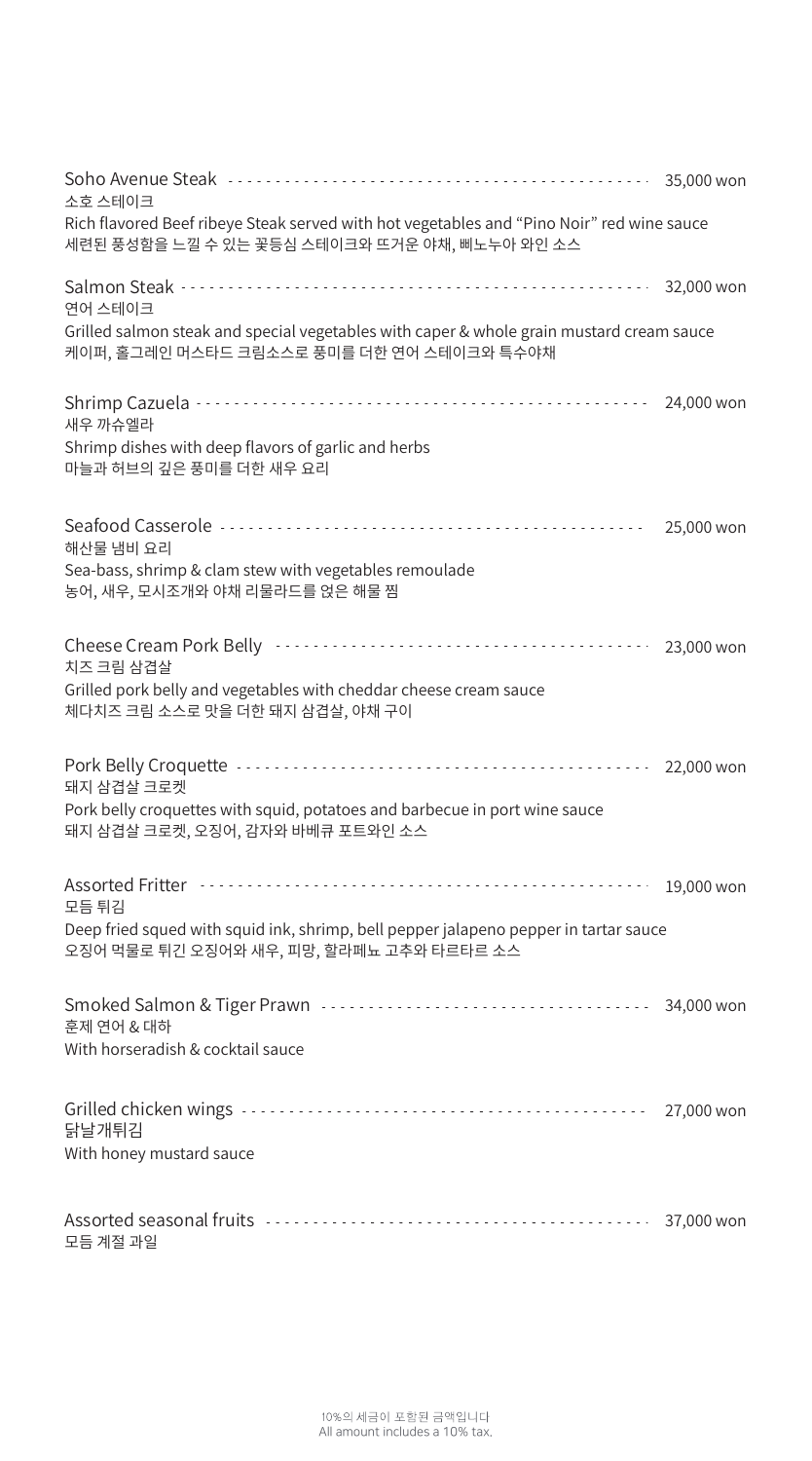**Soho Avenue Steak** ········ 35,000 won
소호 스테이크
Rich flavored Beef ribeye Steak served with hot vegetables and "Pino Noir" red wine sauce
세련된 풍성함을 느낄 수 있는 꽃등심 스테이크와 뜨거운 야채, 삐노누아 와인 소스

**Salmon Steak** ········ 32,000 won
연어 스테이크
Grilled salmon steak and special vegetables with caper & whole grain mustard cream sauce
케이퍼, 홀그레인 머스타드 크림소스로 풍미를 더한 연어 스테이크와 특수야채

**Shrimp Cazuela** ········ 24,000 won
새우 까슈엘라
Shrimp dishes with deep flavors of garlic and herbs
마늘과 허브의 깊은 풍미를 더한 새우 요리

**Seafood Casserole** ········ 25,000 won
해산물 냄비 요리
Sea-bass, shrimp & clam stew with vegetables remoulade
농어, 새우, 모시조개와 야채 리물라드를 얹은 해물 찜

**Cheese Cream Pork Belly** ········ 23,000 won
치즈 크림 삼겹살
Grilled pork belly and vegetables with cheddar cheese cream sauce
체다치즈 크림 소스로 맛을 더한 돼지 삼겹살, 야채 구이

**Pork Belly Croquette** ········ 22,000 won
돼지 삼겹살 크로켓
Pork belly croquettes with squid, potatoes and barbecue in port wine sauce
돼지 삼겹살 크로켓, 오징어, 감자와 바베큐 포트와인 소스

**Assorted Fritter** ········ 19,000 won
모듬 튀김
Deep fried squed with squid ink, shrimp, bell pepper jalapeno pepper in tartar sauce
오징어 먹물로 튀긴 오징어와 새우, 피망, 할라페뇨 고추와 타르타르 소스

**Smoked Salmon & Tiger Prawn** ········ 34,000 won
훈제 연어 & 대하
With horseradish & cocktail sauce

**Grilled chicken wings** ········ 27,000 won
닭날개튀김
With honey mustard sauce

**Assorted seasonal fruits** ········ 37,000 won
모듬 계절 과일

10%의 세금이 포함된 금액입니다
All amount includes a 10% tax.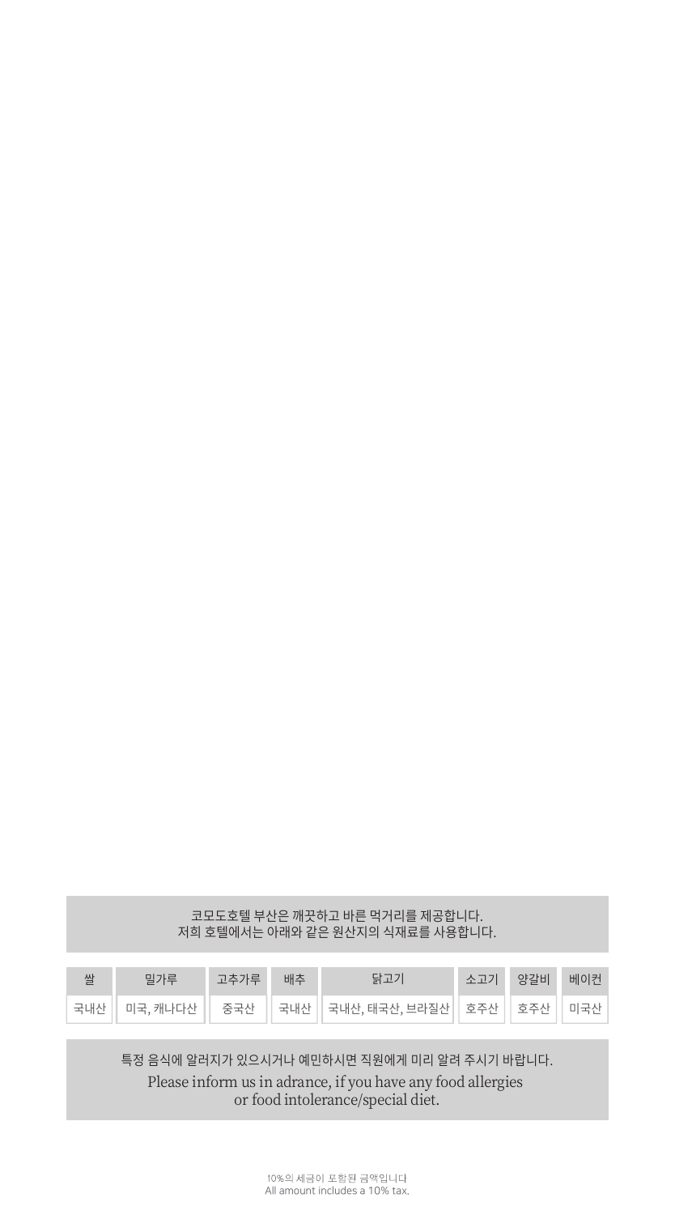코모도호텔 부산은 깨끗하고 바른 먹거리를 제공합니다.
저희 호텔에서는 아래와 같은 원산지의 식재료를 사용합니다.

| 쌀 | 밀가루 | 고추가루 | 배추 | 닭고기 | 소고기 | 양갈비 | 베이컨 |
|---|---|---|---|---|---|---|---|
| 국내산 | 미국, 캐나다산 | 중국산 | 국내산 | 국내산, 태국산, 브라질산 | 호주산 | 호주산 | 미국산 |

특정 음식에 알러지가 있으시거나 예민하시면 직원에게 미리 알려 주시기 바랍니다.
Please inform us in adrance, if you have any food allergies or food intolerance/special diet.

10%의 세금이 포함된 금액입니다
All amount includes a 10% tax.